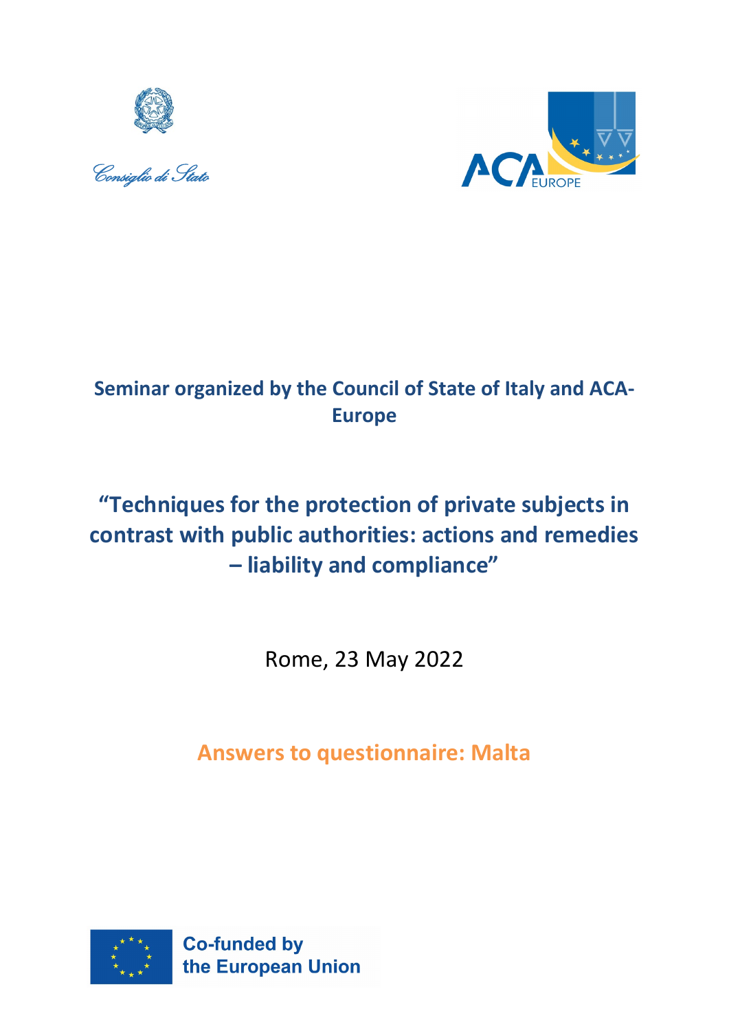Consiglio di Stato

ACA EUROPE

**Seminar organized by the Council of State of Italy and ACA-Europe**

# "Techniques for the protection of private subjects in contrast with public authorities: actions and remedies – liability and compliance"

Rome, 23 May 2022

## Answers to questionnaire: Malta

Co-funded by the European Union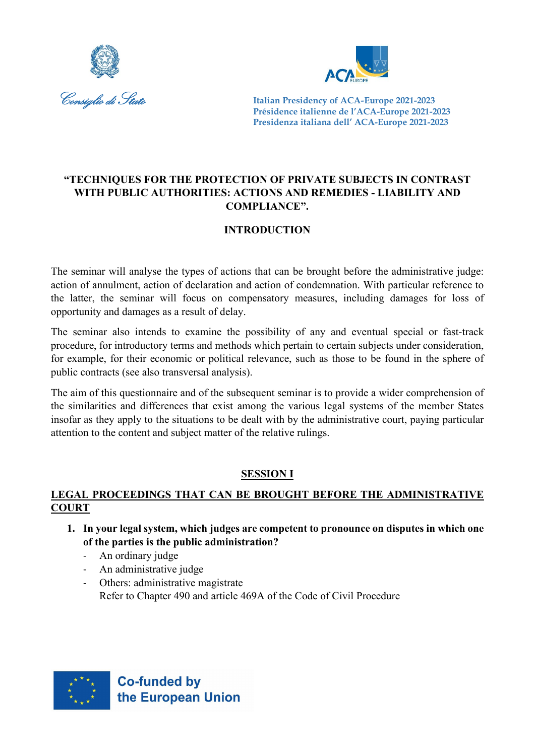Italian Presidency of ACA-Europe 2021-2023
Présidence italienne de l'ACA-Europe 2021-2023
Presidenza italiana dell' ACA-Europe 2021-2023

# "TECHNIQUES FOR THE PROTECTION OF PRIVATE SUBJECTS IN CONTRAST WITH PUBLIC AUTHORITIES: ACTIONS AND REMEDIES - LIABILITY AND COMPLIANCE".

## INTRODUCTION

The seminar will analyse the types of actions that can be brought before the administrative judge: action of annulment, action of declaration and action of condemnation. With particular reference to the latter, the seminar will focus on compensatory measures, including damages for loss of opportunity and damages as a result of delay.

The seminar also intends to examine the possibility of any and eventual special or fast-track procedure, for introductory terms and methods which pertain to certain subjects under consideration, for example, for their economic or political relevance, such as those to be found in the sphere of public contracts (see also transversal analysis).

The aim of this questionnaire and of the subsequent seminar is to provide a wider comprehension of the similarities and differences that exist among the various legal systems of the member States insofar as they apply to the situations to be dealt with by the administrative court, paying particular attention to the content and subject matter of the relative rulings.

## SESSION I

## LEGAL PROCEEDINGS THAT CAN BE BROUGHT BEFORE THE ADMINISTRATIVE COURT

1. **In your legal system, which judges are competent to pronounce on disputes in which one of the parties is the public administration?**
   - An ordinary judge
   - An administrative judge
   - Others: administrative magistrate
     Refer to Chapter 490 and article 469A of the Code of Civil Procedure

Co-funded by the European Union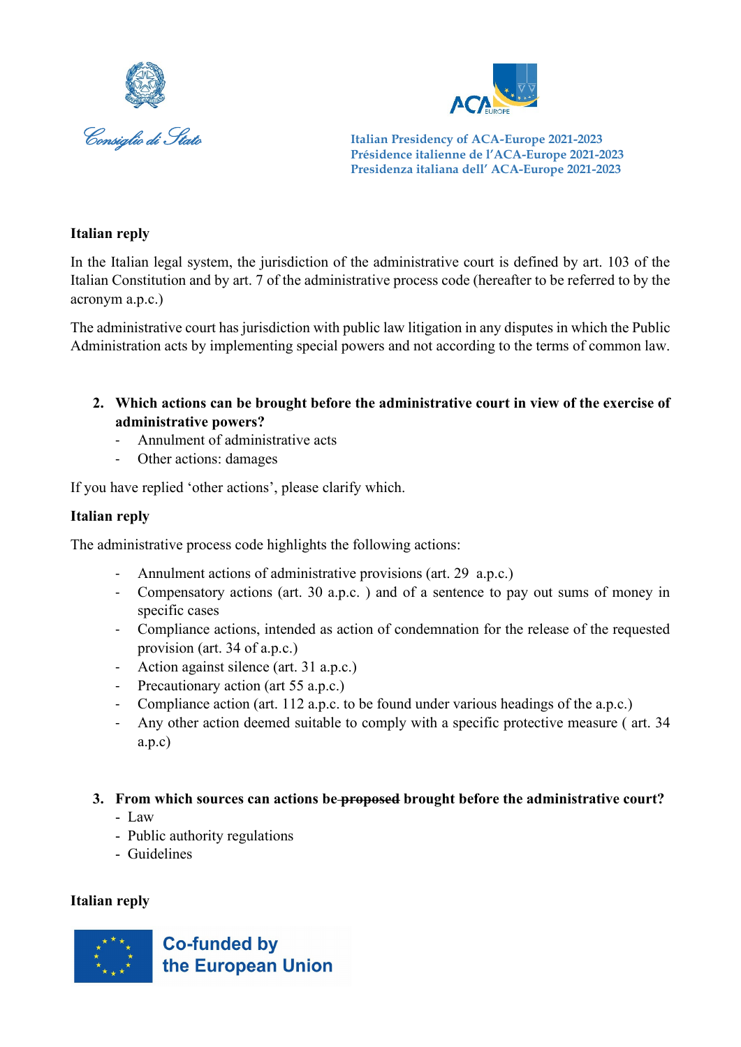**Italian reply**

In the Italian legal system, the jurisdiction of the administrative court is defined by art. 103 of the Italian Constitution and by art. 7 of the administrative process code (hereafter to be referred to by the acronym a.p.c.)

The administrative court has jurisdiction with public law litigation in any disputes in which the Public Administration acts by implementing special powers and not according to the terms of common law.

2. **Which actions can be brought before the administrative court in view of the exercise of administrative powers?**
   - Annulment of administrative acts
   - Other actions: damages

If you have replied 'other actions', please clarify which.

**Italian reply**

The administrative process code highlights the following actions:

- Annulment actions of administrative provisions (art. 29 a.p.c.)
- Compensatory actions (art. 30 a.p.c. ) and of a sentence to pay out sums of money in specific cases
- Compliance actions, intended as action of condemnation for the release of the requested provision (art. 34 of a.p.c.)
- Action against silence (art. 31 a.p.c.)
- Precautionary action (art 55 a.p.c.)
- Compliance action (art. 112 a.p.c. to be found under various headings of the a.p.c.)
- Any other action deemed suitable to comply with a specific protective measure ( art. 34 a.p.c)

3. **From which sources can actions be ~~proposed~~ brought before the administrative court?**
   - Law
   - Public authority regulations
   - Guidelines

**Italian reply**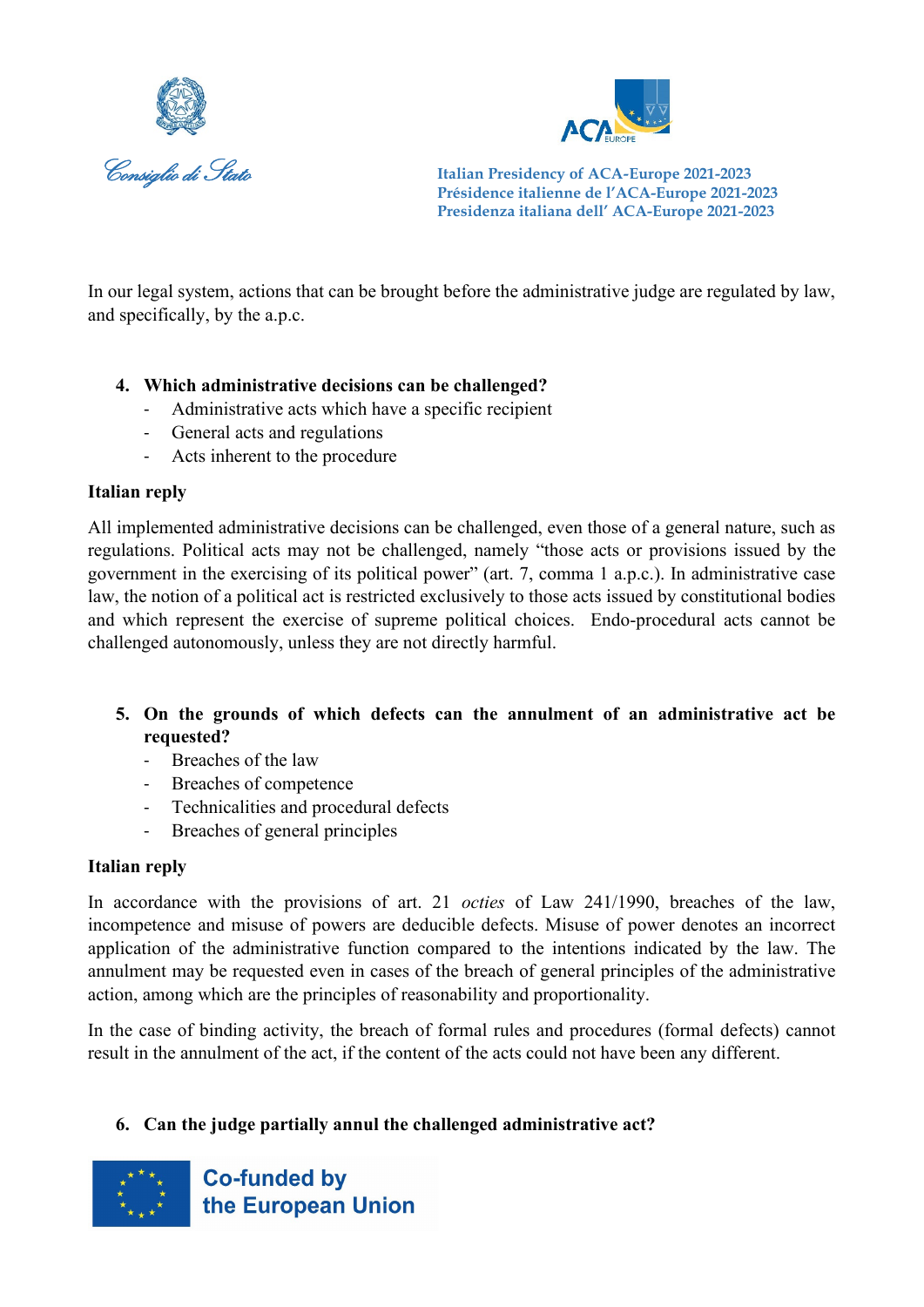In our legal system, actions that can be brought before the administrative judge are regulated by law, and specifically, by the a.p.c.

4. **Which administrative decisions can be challenged?**
   - Administrative acts which have a specific recipient
   - General acts and regulations
   - Acts inherent to the procedure

**Italian reply**

All implemented administrative decisions can be challenged, even those of a general nature, such as regulations. Political acts may not be challenged, namely "those acts or provisions issued by the government in the exercising of its political power" (art. 7, comma 1 a.p.c.). In administrative case law, the notion of a political act is restricted exclusively to those acts issued by constitutional bodies and which represent the exercise of supreme political choices. Endo-procedural acts cannot be challenged autonomously, unless they are not directly harmful.

5. **On the grounds of which defects can the annulment of an administrative act be requested?**
   - Breaches of the law
   - Breaches of competence
   - Technicalities and procedural defects
   - Breaches of general principles

**Italian reply**

In accordance with the provisions of art. 21 *octies* of Law 241/1990, breaches of the law, incompetence and misuse of powers are deducible defects. Misuse of power denotes an incorrect application of the administrative function compared to the intentions indicated by the law. The annulment may be requested even in cases of the breach of general principles of the administrative action, among which are the principles of reasonability and proportionality.

In the case of binding activity, the breach of formal rules and procedures (formal defects) cannot result in the annulment of the act, if the content of the acts could not have been any different.

6. **Can the judge partially annul the challenged administrative act?**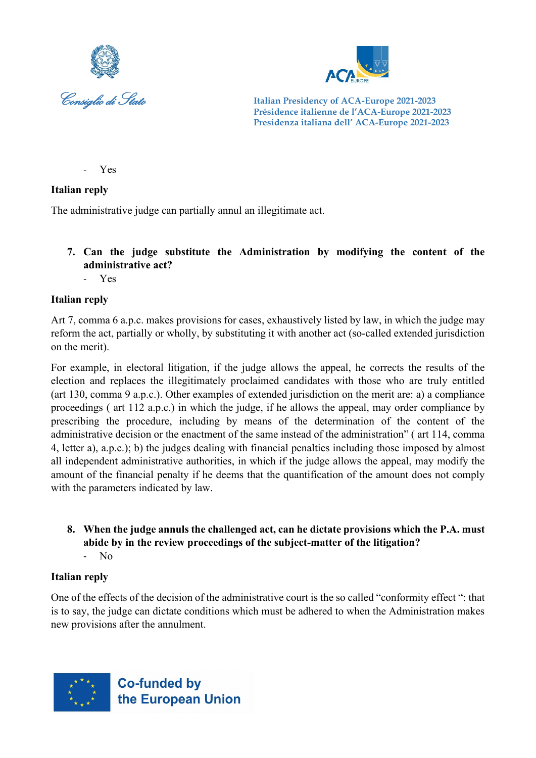- Yes

**Italian reply**

The administrative judge can partially annul an illegitimate act.

7. **Can the judge substitute the Administration by modifying the content of the administrative act?**
   - Yes

**Italian reply**

Art 7, comma 6 a.p.c. makes provisions for cases, exhaustively listed by law, in which the judge may reform the act, partially or wholly, by substituting it with another act (so-called extended jurisdiction on the merit).

For example, in electoral litigation, if the judge allows the appeal, he corrects the results of the election and replaces the illegitimately proclaimed candidates with those who are truly entitled (art 130, comma 9 a.p.c.). Other examples of extended jurisdiction on the merit are: a) a compliance proceedings ( art 112 a.p.c.) in which the judge, if he allows the appeal, may order compliance by prescribing the procedure, including by means of the determination of the content of the administrative decision or the enactment of the same instead of the administration" ( art 114, comma 4, letter a), a.p.c.); b) the judges dealing with financial penalties including those imposed by almost all independent administrative authorities, in which if the judge allows the appeal, may modify the amount of the financial penalty if he deems that the quantification of the amount does not comply with the parameters indicated by law.

8. **When the judge annuls the challenged act, can he dictate provisions which the P.A. must abide by in the review proceedings of the subject-matter of the litigation?**
   - No

**Italian reply**

One of the effects of the decision of the administrative court is the so called "conformity effect ": that is to say, the judge can dictate conditions which must be adhered to when the Administration makes new provisions after the annulment.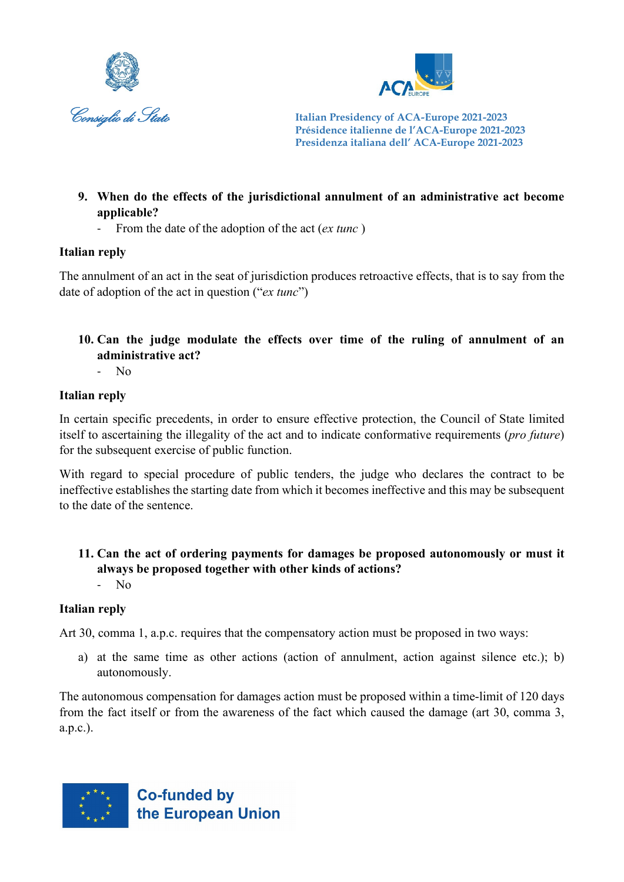9. **When do the effects of the jurisdictional annulment of an administrative act become applicable?**
   - From the date of the adoption of the act (*ex tunc* )

**Italian reply**

The annulment of an act in the seat of jurisdiction produces retroactive effects, that is to say from the date of adoption of the act in question ("*ex tunc*")

10. **Can the judge modulate the effects over time of the ruling of annulment of an administrative act?**
    - No

**Italian reply**

In certain specific precedents, in order to ensure effective protection, the Council of State limited itself to ascertaining the illegality of the act and to indicate conformative requirements (*pro future*) for the subsequent exercise of public function.

With regard to special procedure of public tenders, the judge who declares the contract to be ineffective establishes the starting date from which it becomes ineffective and this may be subsequent to the date of the sentence.

11. **Can the act of ordering payments for damages be proposed autonomously or must it always be proposed together with other kinds of actions?**
    - No

**Italian reply**

Art 30, comma 1, a.p.c. requires that the compensatory action must be proposed in two ways:

a) at the same time as other actions (action of annulment, action against silence etc.); b) autonomously.

The autonomous compensation for damages action must be proposed within a time-limit of 120 days from the fact itself or from the awareness of the fact which caused the damage (art 30, comma 3, a.p.c.).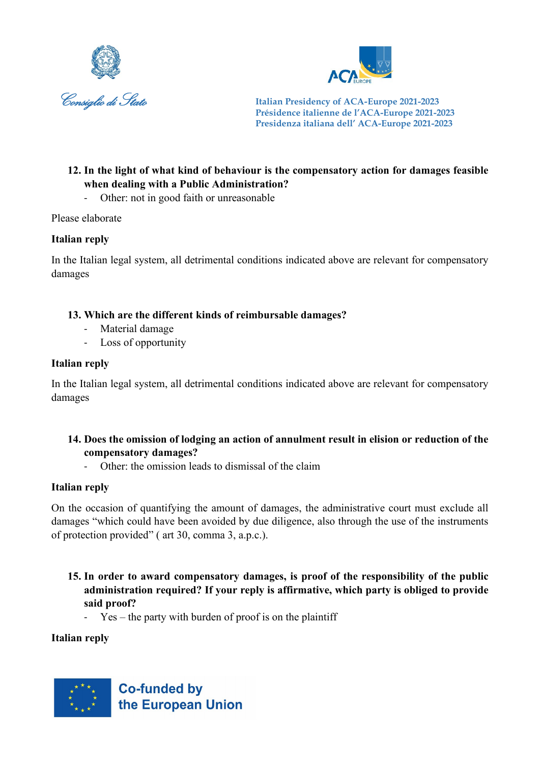**12. In the light of what kind of behaviour is the compensatory action for damages feasible when dealing with a Public Administration?**

- Other: not in good faith or unreasonable

Please elaborate

**Italian reply**

In the Italian legal system, all detrimental conditions indicated above are relevant for compensatory damages

**13. Which are the different kinds of reimbursable damages?**

- Material damage
- Loss of opportunity

**Italian reply**

In the Italian legal system, all detrimental conditions indicated above are relevant for compensatory damages

**14. Does the omission of lodging an action of annulment result in elision or reduction of the compensatory damages?**

- Other: the omission leads to dismissal of the claim

**Italian reply**

On the occasion of quantifying the amount of damages, the administrative court must exclude all damages "which could have been avoided by due diligence, also through the use of the instruments of protection provided" ( art 30, comma 3, a.p.c.).

**15. In order to award compensatory damages, is proof of the responsibility of the public administration required? If your reply is affirmative, which party is obliged to provide said proof?**

- Yes – the party with burden of proof is on the plaintiff

**Italian reply**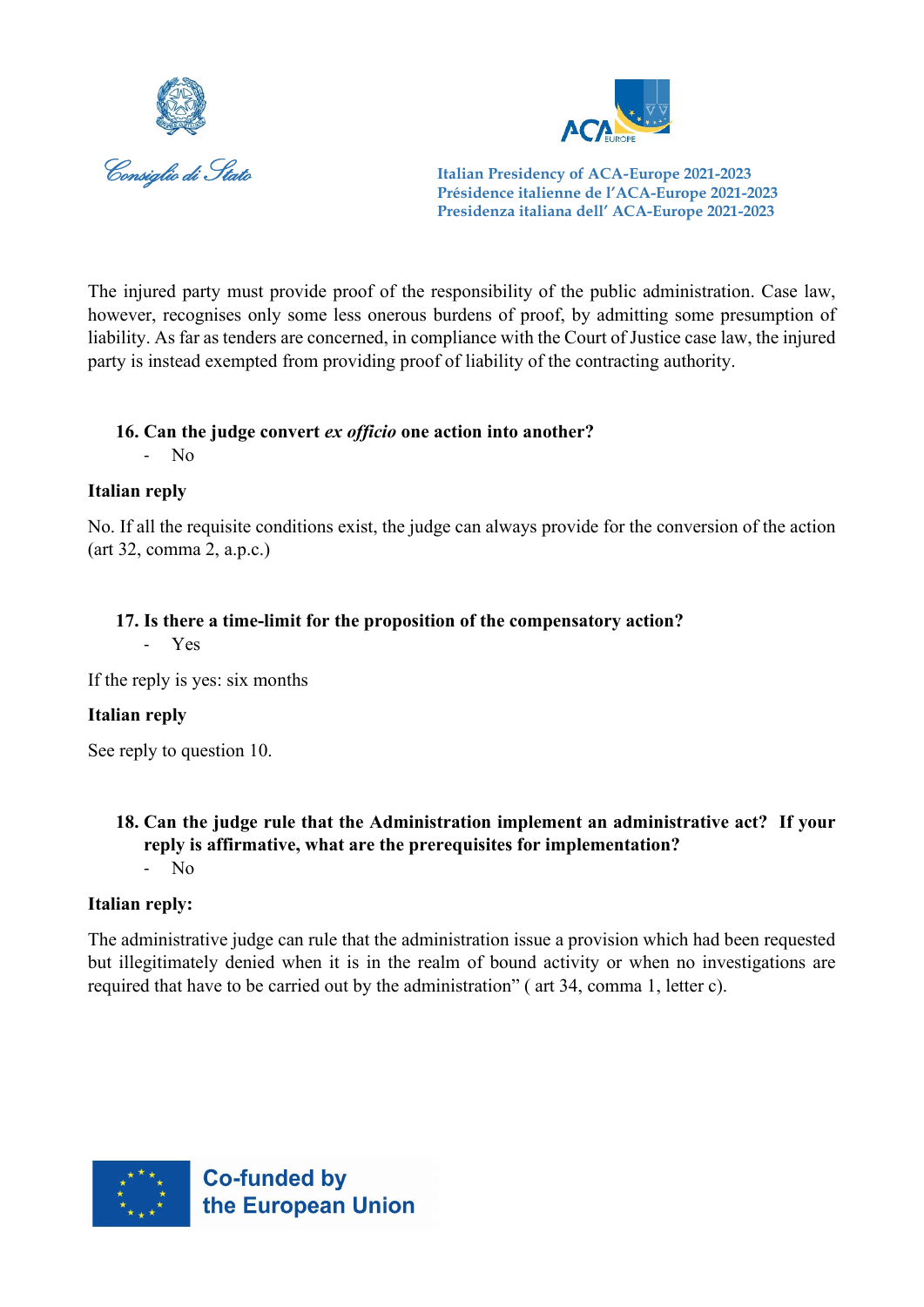The injured party must provide proof of the responsibility of the public administration. Case law, however, recognises only some less onerous burdens of proof, by admitting some presumption of liability. As far as tenders are concerned, in compliance with the Court of Justice case law, the injured party is instead exempted from providing proof of liability of the contracting authority.

**16. Can the judge convert *ex officio* one action into another?**

- No

**Italian reply**

No. If all the requisite conditions exist, the judge can always provide for the conversion of the action (art 32, comma 2, a.p.c.)

**17. Is there a time-limit for the proposition of the compensatory action?**

- Yes

If the reply is yes: six months

**Italian reply**

See reply to question 10.

**18. Can the judge rule that the Administration implement an administrative act? If your reply is affirmative, what are the prerequisites for implementation?**

- No

**Italian reply:**

The administrative judge can rule that the administration issue a provision which had been requested but illegitimately denied when it is in the realm of bound activity or when no investigations are required that have to be carried out by the administration" ( art 34, comma 1, letter c).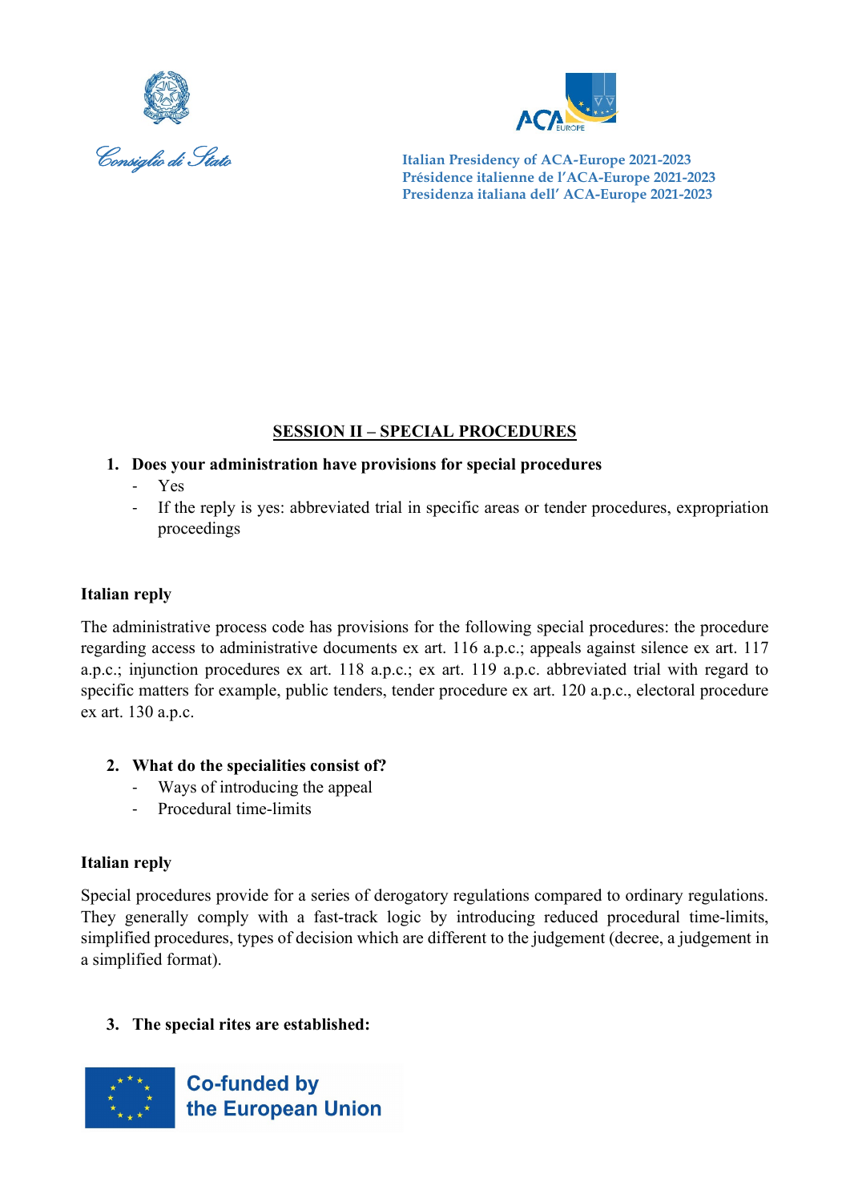## SESSION II – SPECIAL PROCEDURES

1. **Does your administration have provisions for special procedures**
   - Yes
   - If the reply is yes: abbreviated trial in specific areas or tender procedures, expropriation proceedings

**Italian reply**

The administrative process code has provisions for the following special procedures: the procedure regarding access to administrative documents ex art. 116 a.p.c.; appeals against silence ex art. 117 a.p.c.; injunction procedures ex art. 118 a.p.c.; ex art. 119 a.p.c. abbreviated trial with regard to specific matters for example, public tenders, tender procedure ex art. 120 a.p.c., electoral procedure ex art. 130 a.p.c.

2. **What do the specialities consist of?**
   - Ways of introducing the appeal
   - Procedural time-limits

**Italian reply**

Special procedures provide for a series of derogatory regulations compared to ordinary regulations. They generally comply with a fast-track logic by introducing reduced procedural time-limits, simplified procedures, types of decision which are different to the judgement (decree, a judgement in a simplified format).

3. **The special rites are established:**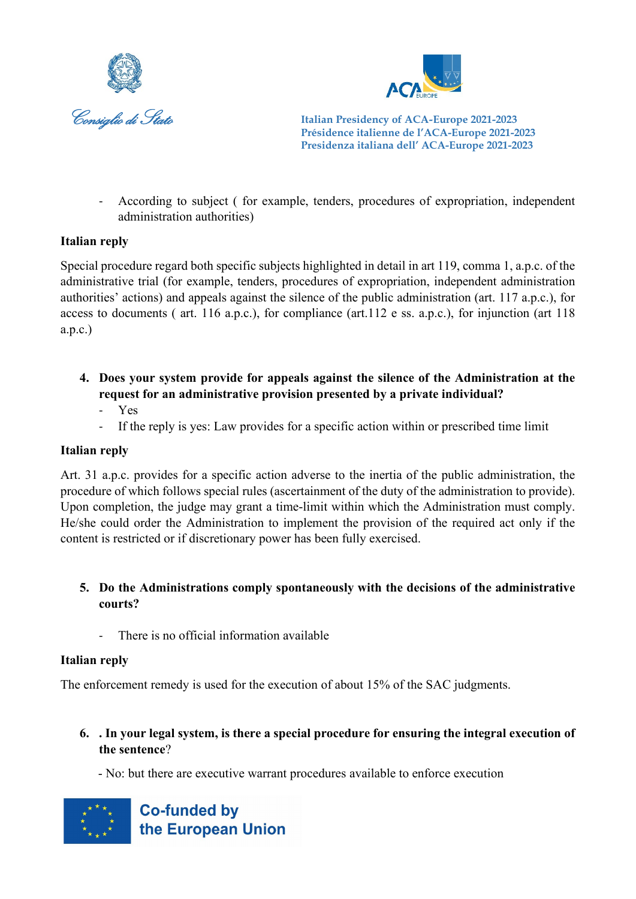- According to subject ( for example, tenders, procedures of expropriation, independent administration authorities)

**Italian reply**

Special procedure regard both specific subjects highlighted in detail in art 119, comma 1, a.p.c. of the administrative trial (for example, tenders, procedures of expropriation, independent administration authorities' actions) and appeals against the silence of the public administration (art. 117 a.p.c.), for access to documents ( art. 116 a.p.c.), for compliance (art.112 e ss. a.p.c.), for injunction (art 118 a.p.c.)

4. **Does your system provide for appeals against the silence of the Administration at the request for an administrative provision presented by a private individual?**
   - Yes
   - If the reply is yes: Law provides for a specific action within or prescribed time limit

**Italian reply**

Art. 31 a.p.c. provides for a specific action adverse to the inertia of the public administration, the procedure of which follows special rules (ascertainment of the duty of the administration to provide). Upon completion, the judge may grant a time-limit within which the Administration must comply. He/she could order the Administration to implement the provision of the required act only if the content is restricted or if discretionary power has been fully exercised.

5. **Do the Administrations comply spontaneously with the decisions of the administrative courts?**

   - There is no official information available

**Italian reply**

The enforcement remedy is used for the execution of about 15% of the SAC judgments.

6. **. In your legal system, is there a special procedure for ensuring the integral execution of the sentence**?

   - No: but there are executive warrant procedures available to enforce execution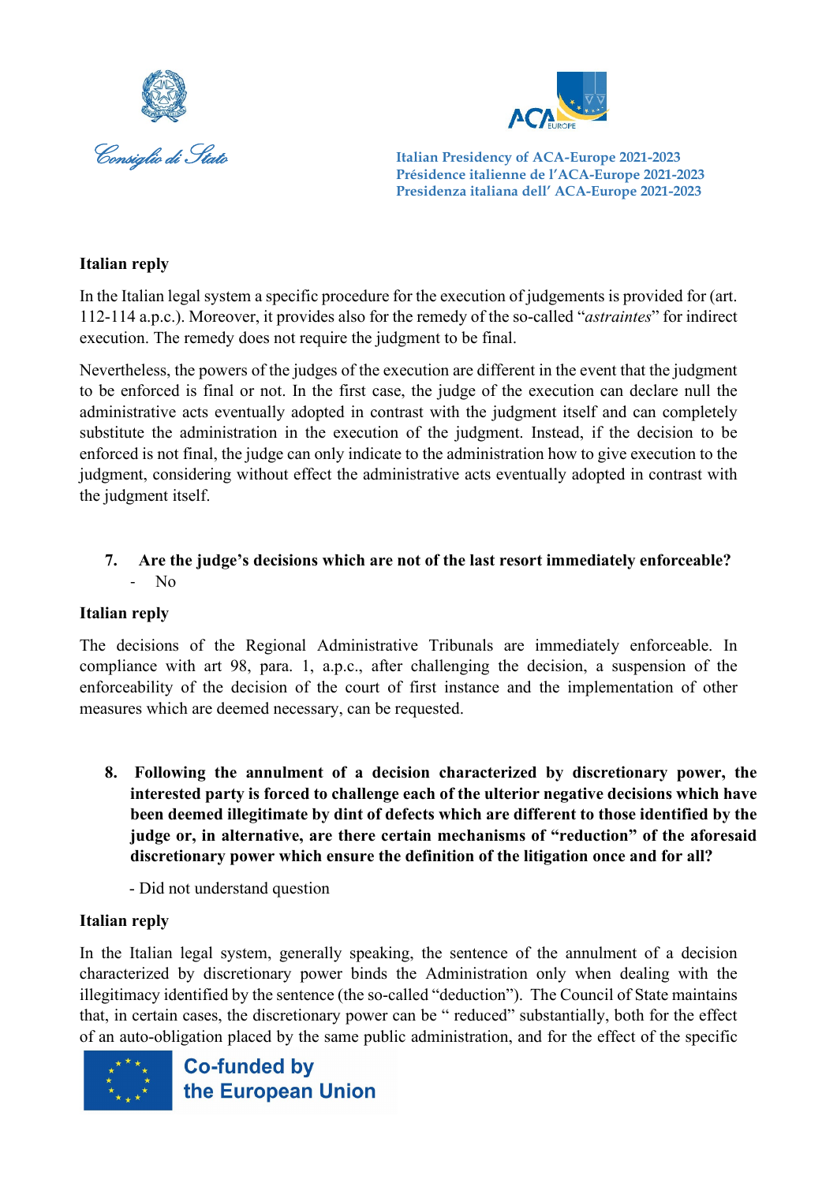**Italian reply**

In the Italian legal system a specific procedure for the execution of judgements is provided for (art. 112-114 a.p.c.). Moreover, it provides also for the remedy of the so-called "*astraintes*" for indirect execution. The remedy does not require the judgment to be final.

Nevertheless, the powers of the judges of the execution are different in the event that the judgment to be enforced is final or not. In the first case, the judge of the execution can declare null the administrative acts eventually adopted in contrast with the judgment itself and can completely substitute the administration in the execution of the judgment. Instead, if the decision to be enforced is not final, the judge can only indicate to the administration how to give execution to the judgment, considering without effect the administrative acts eventually adopted in contrast with the judgment itself.

7. **Are the judge's decisions which are not of the last resort immediately enforceable?**
   - No

**Italian reply**

The decisions of the Regional Administrative Tribunals are immediately enforceable. In compliance with art 98, para. 1, a.p.c., after challenging the decision, a suspension of the enforceability of the decision of the court of first instance and the implementation of other measures which are deemed necessary, can be requested.

8. **Following the annulment of a decision characterized by discretionary power, the interested party is forced to challenge each of the ulterior negative decisions which have been deemed illegitimate by dint of defects which are different to those identified by the judge or, in alternative, are there certain mechanisms of "reduction" of the aforesaid discretionary power which ensure the definition of the litigation once and for all?**

   - Did not understand question

**Italian reply**

In the Italian legal system, generally speaking, the sentence of the annulment of a decision characterized by discretionary power binds the Administration only when dealing with the illegitimacy identified by the sentence (the so-called "deduction"). The Council of State maintains that, in certain cases, the discretionary power can be " reduced" substantially, both for the effect of an auto-obligation placed by the same public administration, and for the effect of the specific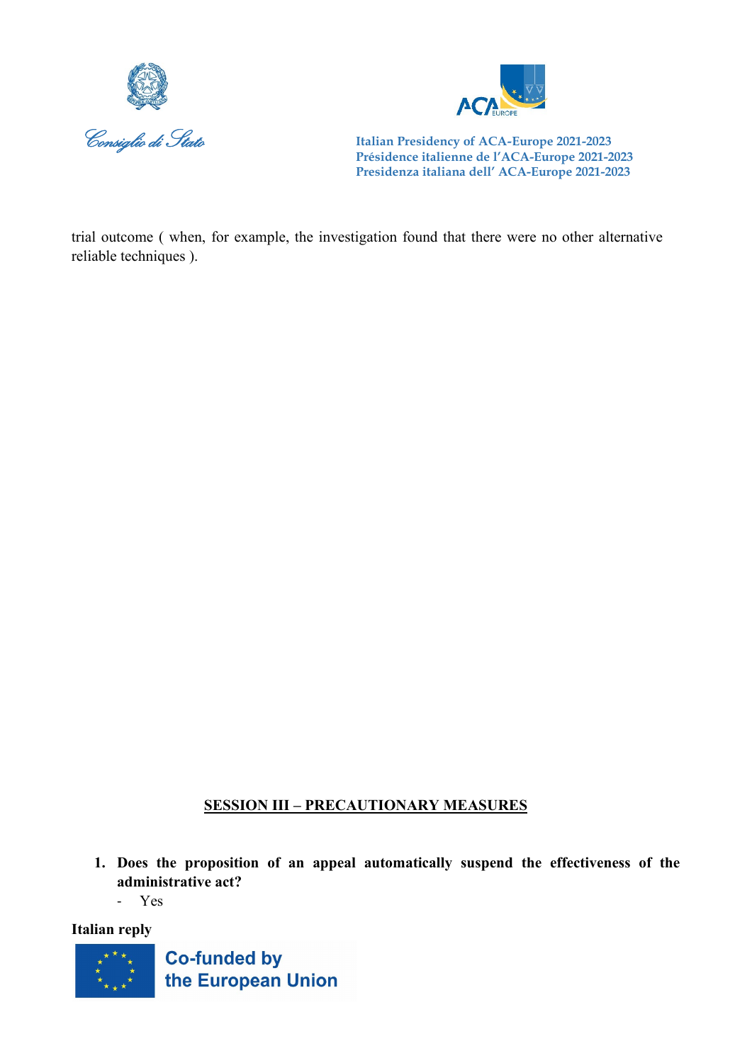trial outcome ( when, for example, the investigation found that there were no other alternative reliable techniques ).

## SESSION III – PRECAUTIONARY MEASURES

1. **Does the proposition of an appeal automatically suspend the effectiveness of the administrative act?**
   - Yes

**Italian reply**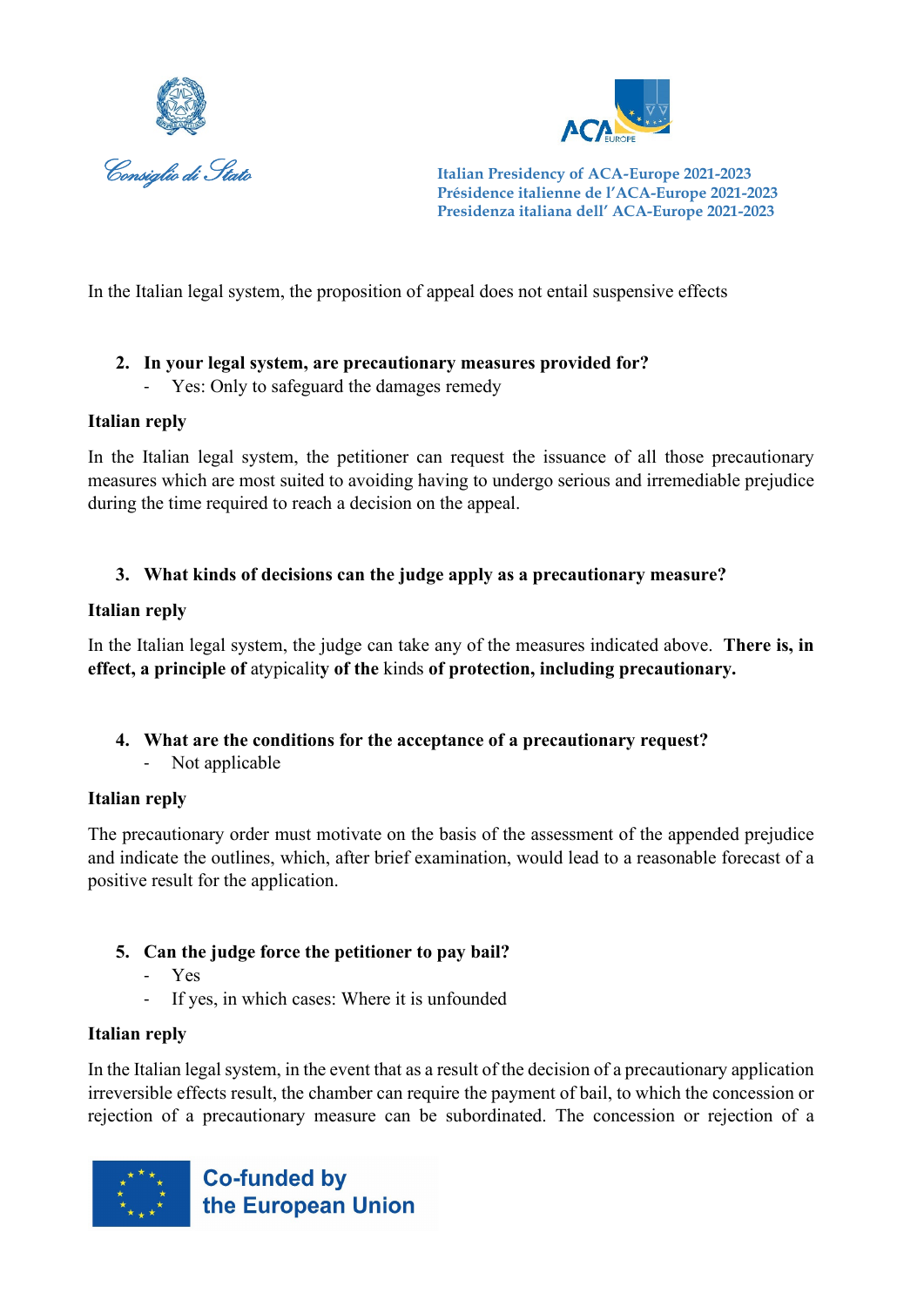In the Italian legal system, the proposition of appeal does not entail suspensive effects

2. **In your legal system, are precautionary measures provided for?**
   - Yes: Only to safeguard the damages remedy

**Italian reply**

In the Italian legal system, the petitioner can request the issuance of all those precautionary measures which are most suited to avoiding having to undergo serious and irremediable prejudice during the time required to reach a decision on the appeal.

3. **What kinds of decisions can the judge apply as a precautionary measure?**

**Italian reply**

In the Italian legal system, the judge can take any of the measures indicated above. **There is, in effect, a principle of** atypicalit**y of the** kinds **of protection, including precautionary.**

4. **What are the conditions for the acceptance of a precautionary request?**
   - Not applicable

**Italian reply**

The precautionary order must motivate on the basis of the assessment of the appended prejudice and indicate the outlines, which, after brief examination, would lead to a reasonable forecast of a positive result for the application.

5. **Can the judge force the petitioner to pay bail?**
   - Yes
   - If yes, in which cases: Where it is unfounded

**Italian reply**

In the Italian legal system, in the event that as a result of the decision of a precautionary application irreversible effects result, the chamber can require the payment of bail, to which the concession or rejection of a precautionary measure can be subordinated. The concession or rejection of a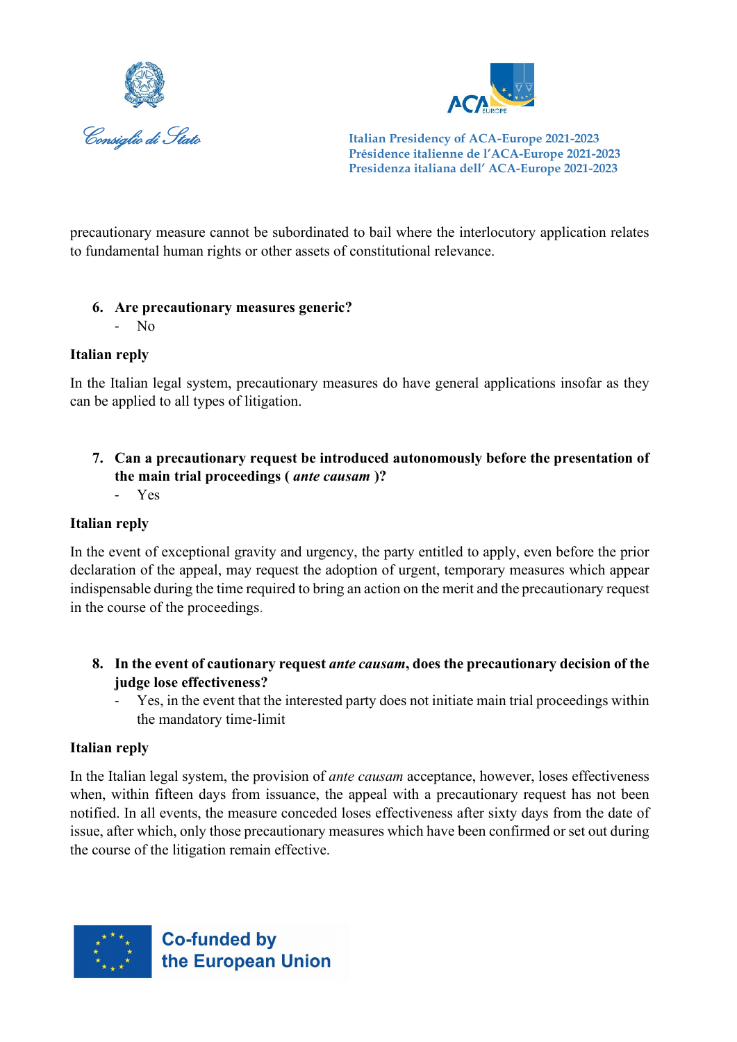precautionary measure cannot be subordinated to bail where the interlocutory application relates to fundamental human rights or other assets of constitutional relevance.

6. **Are precautionary measures generic?**
   - No

**Italian reply**

In the Italian legal system, precautionary measures do have general applications insofar as they can be applied to all types of litigation.

7. **Can a precautionary request be introduced autonomously before the presentation of the main trial proceedings (** ***ante causam*** **)?**
   - Yes

**Italian reply**

In the event of exceptional gravity and urgency, the party entitled to apply, even before the prior declaration of the appeal, may request the adoption of urgent, temporary measures which appear indispensable during the time required to bring an action on the merit and the precautionary request in the course of the proceedings.

8. **In the event of cautionary request** ***ante causam*****, does the precautionary decision of the judge lose effectiveness?**
   - Yes, in the event that the interested party does not initiate main trial proceedings within the mandatory time-limit

**Italian reply**

In the Italian legal system, the provision of *ante causam* acceptance, however, loses effectiveness when, within fifteen days from issuance, the appeal with a precautionary request has not been notified. In all events, the measure conceded loses effectiveness after sixty days from the date of issue, after which, only those precautionary measures which have been confirmed or set out during the course of the litigation remain effective.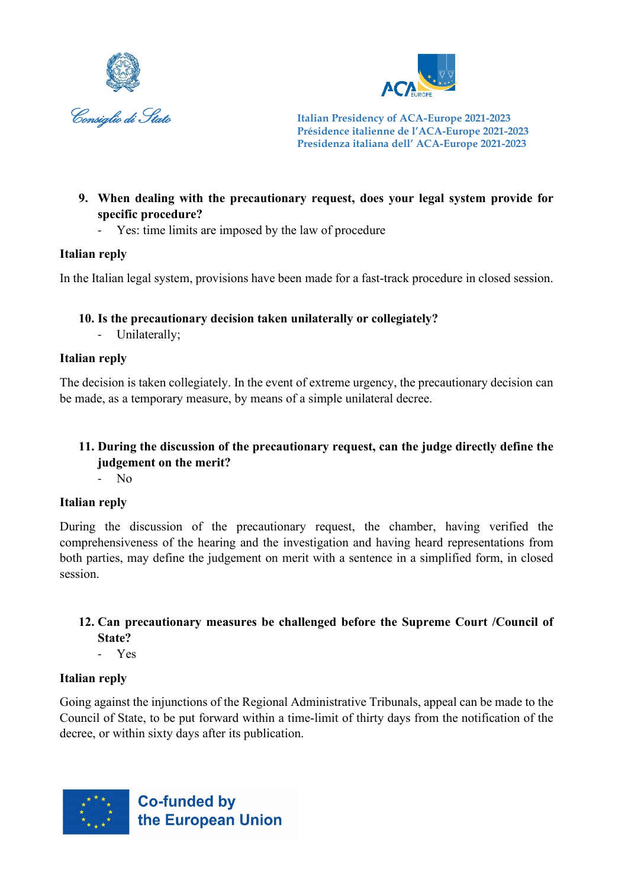9. **When dealing with the precautionary request, does your legal system provide for specific procedure?**
   - Yes: time limits are imposed by the law of procedure

**Italian reply**

In the Italian legal system, provisions have been made for a fast-track procedure in closed session.

10. **Is the precautionary decision taken unilaterally or collegiately?**
    - Unilaterally;

**Italian reply**

The decision is taken collegiately. In the event of extreme urgency, the precautionary decision can be made, as a temporary measure, by means of a simple unilateral decree.

11. **During the discussion of the precautionary request, can the judge directly define the judgement on the merit?**
    - No

**Italian reply**

During the discussion of the precautionary request, the chamber, having verified the comprehensiveness of the hearing and the investigation and having heard representations from both parties, may define the judgement on merit with a sentence in a simplified form, in closed session.

12. **Can precautionary measures be challenged before the Supreme Court /Council of State?**
    - Yes

**Italian reply**

Going against the injunctions of the Regional Administrative Tribunals, appeal can be made to the Council of State, to be put forward within a time-limit of thirty days from the notification of the decree, or within sixty days after its publication.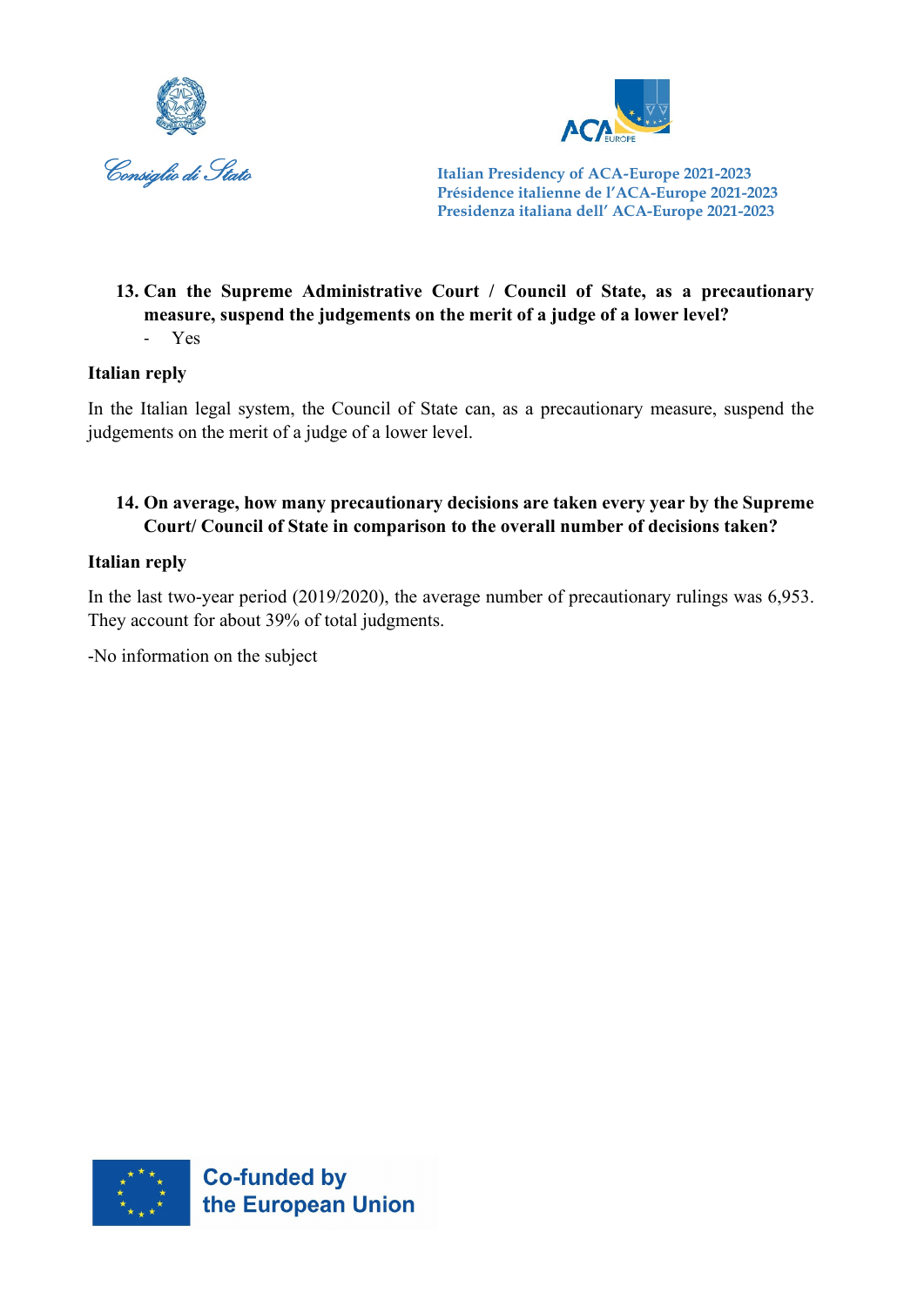13. **Can the Supreme Administrative Court / Council of State, as a precautionary measure, suspend the judgements on the merit of a judge of a lower level?**
    - Yes

**Italian reply**

In the Italian legal system, the Council of State can, as a precautionary measure, suspend the judgements on the merit of a judge of a lower level.

14. **On average, how many precautionary decisions are taken every year by the Supreme Court/ Council of State in comparison to the overall number of decisions taken?**

**Italian reply**

In the last two-year period (2019/2020), the average number of precautionary rulings was 6,953. They account for about 39% of total judgments.

-No information on the subject